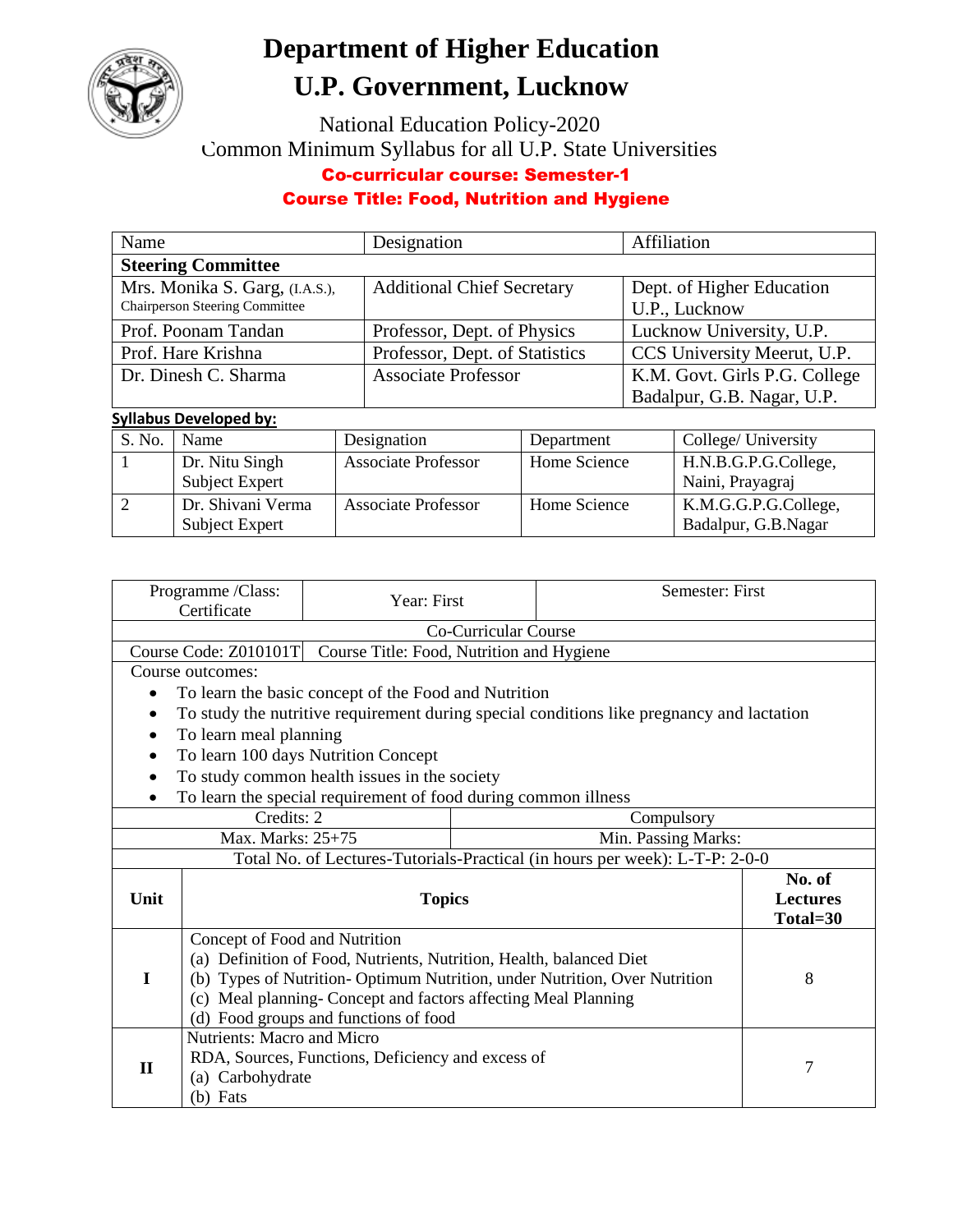# Department of Higher Education
# U.P. Government, Lucknow

National Education Policy-2020

Common Minimum Syllabus for all U.P. State Universities

**Co-curricular course: Semester-1**

**Course Title: Food, Nutrition and Hygiene**

| Name | Designation | Affiliation |
|---|---|---|
| **Steering Committee** | | |
| Mrs. Monika S. Garg, (I.A.S.), Chairperson Steering Committee | Additional Chief Secretary | Dept. of Higher Education U.P., Lucknow |
| Prof. Poonam Tandan | Professor, Dept. of Physics | Lucknow University, U.P. |
| Prof. Hare Krishna | Professor, Dept. of Statistics | CCS University Meerut, U.P. |
| Dr. Dinesh C. Sharma | Associate Professor | K.M. Govt. Girls P.G. College Badalpur, G.B. Nagar, U.P. |

**Syllabus Developed by:**

| S. No. | Name | Designation | Department | College/ University |
|---|---|---|---|---|
| 1 | Dr. Nitu Singh Subject Expert | Associate Professor | Home Science | H.N.B.G.P.G.College, Naini, Prayagraj |
| 2 | Dr. Shivani Verma Subject Expert | Associate Professor | Home Science | K.M.G.G.P.G.College, Badalpur, G.B.Nagar |

| Programme /Class: Certificate | Year: First | Semester: First |
|---|---|---|
| Co-Curricular Course | | |
| Course Code: Z010101T | Course Title: Food, Nutrition and Hygiene | |

Course outcomes:

- To learn the basic concept of the Food and Nutrition
- To study the nutritive requirement during special conditions like pregnancy and lactation
- To learn meal planning
- To learn 100 days Nutrition Concept
- To study common health issues in the society
- To learn the special requirement of food during common illness

| Credits: 2 | Compulsory |
|---|---|
| Max. Marks: 25+75 | Min. Passing Marks: |

Total No. of Lectures-Tutorials-Practical (in hours per week): L-T-P: 2-0-0

| Unit | Topics | No. of Lectures Total=30 |
|---|---|---|
| I | Concept of Food and Nutrition<br>(a) Definition of Food, Nutrients, Nutrition, Health, balanced Diet<br>(b) Types of Nutrition- Optimum Nutrition, under Nutrition, Over Nutrition<br>(c) Meal planning- Concept and factors affecting Meal Planning<br>(d) Food groups and functions of food | 8 |
| II | Nutrients: Macro and Micro<br>RDA, Sources, Functions, Deficiency and excess of<br>(a) Carbohydrate<br>(b) Fats | 7 |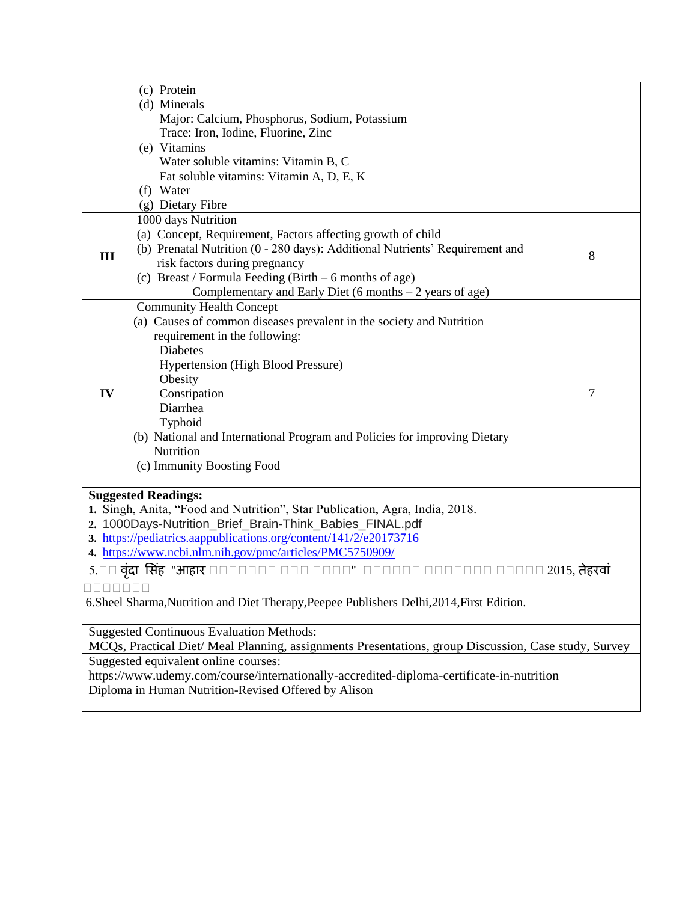| | | |
|---|---|---|
| | (c) Protein<br>(d) Minerals<br>Major: Calcium, Phosphorus, Sodium, Potassium<br>Trace: Iron, Iodine, Fluorine, Zinc<br>(e) Vitamins<br>Water soluble vitamins: Vitamin B, C<br>Fat soluble vitamins: Vitamin A, D, E, K<br>(f) Water<br>(g) Dietary Fibre | |
| III | 1000 days Nutrition<br>(a) Concept, Requirement, Factors affecting growth of child<br>(b) Prenatal Nutrition (0 - 280 days): Additional Nutrients' Requirement and risk factors during pregnancy<br>(c) Breast / Formula Feeding (Birth – 6 months of age)<br>Complementary and Early Diet (6 months – 2 years of age) | 8 |
| IV | Community Health Concept<br>(a) Causes of common diseases prevalent in the society and Nutrition requirement in the following:<br>Diabetes<br>Hypertension (High Blood Pressure)<br>Obesity<br>Constipation<br>Diarrhea<br>Typhoid<br>(b) National and International Program and Policies for improving Dietary Nutrition<br>(c) Immunity Boosting Food | 7 |

**Suggested Readings:**

1. Singh, Anita, "Food and Nutrition", Star Publication, Agra, India, 2018.
2. 1000Days-Nutrition_Brief_Brain-Think_Babies_FINAL.pdf
3. https://pediatrics.aappublications.org/content/141/2/e20173716
4. https://www.ncbi.nlm.nih.gov/pmc/articles/PMC5750909/
5. □□ वृंदा सिंह "आहार □□□□□□□ □□□ □□□□" □□□□□□ □□□□□□□ □□□□□ 2015, तेहरवां □□□□□□□
6. Sheel Sharma, Nutrition and Diet Therapy, Peepee Publishers Delhi, 2014, First Edition.

Suggested Continuous Evaluation Methods:
MCQs, Practical Diet/ Meal Planning, assignments Presentations, group Discussion, Case study, Survey

Suggested equivalent online courses:
https://www.udemy.com/course/internationally-accredited-diploma-certificate-in-nutrition
Diploma in Human Nutrition-Revised Offered by Alison